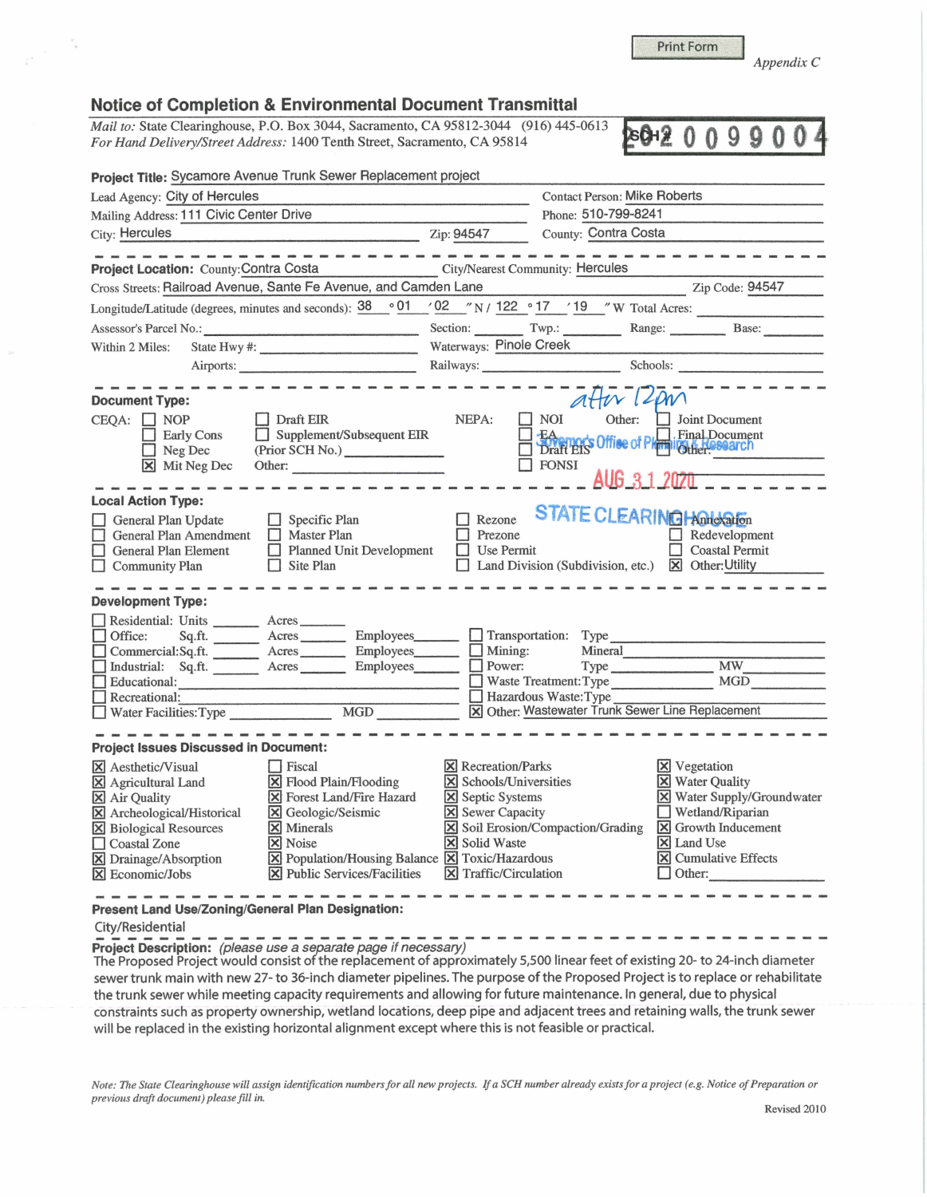Print Form

*Appendix C*

## Notice of Completion & Environmental Document Transmittal

*Mail to:* State Clearinghouse, P.O. Box 3044, Sacramento, CA 95812-3044 (916) 445-0613
*For Hand Delivery/Street Address:* 1400 Tenth Street, Sacramento, CA 95814

SCH # 2020099004

**Project Title:** Sycamore Avenue Trunk Sewer Replacement project

Lead Agency: City of Hercules
Contact Person: Mike Roberts
Mailing Address: 111 Civic Center Drive
Phone: 510-799-8241
City: Hercules
Zip: 94547
County: Contra Costa

**Project Location:** County: Contra Costa
City/Nearest Community: Hercules
Cross Streets: Railroad Avenue, Sante Fe Avenue, and Camden Lane
Zip Code: 94547
Longitude/Latitude (degrees, minutes and seconds): 38 ° 01 ′ 02 ″ N / 122 ° 17 ′ 19 ″ W Total Acres:
Assessor's Parcel No.:
Section:
Twp.:
Range:
Base:
Within 2 Miles: State Hwy #:
Waterways: Pinole Creek
Airports:
Railways:
Schools:

**Document Type:**

CEQA:
- ☐ NOP
- ☐ Early Cons
- ☐ Neg Dec
- ☒ Mit Neg Dec
- ☐ Draft EIR
- ☐ Supplement/Subsequent EIR
- (Prior SCH No.)
- Other:

NEPA:
- ☐ NOI
- ☐ EA
- ☐ Draft EIS
- ☐ FONSI

Other:
- ☐ Joint Document
- ☐ Final Document
- ☐ Other:

after 12pm

Governor's Office of Planning & Research

AUG 31 2020

STATE CLEARINGHOUSE

**Local Action Type:**

- ☐ General Plan Update
- ☐ General Plan Amendment
- ☐ General Plan Element
- ☐ Community Plan
- ☐ Specific Plan
- ☐ Master Plan
- ☐ Planned Unit Development
- ☐ Site Plan
- ☐ Rezone
- ☐ Prezone
- ☐ Use Permit
- ☐ Land Division (Subdivision, etc.)
- ☐ Annexation
- ☐ Redevelopment
- ☐ Coastal Permit
- ☒ Other: Utility

**Development Type:**

- ☐ Residential: Units ______ Acres ______
- ☐ Office: Sq.ft. ______ Acres ______ Employees ______
- ☐ Commercial: Sq.ft. ______ Acres ______ Employees ______
- ☐ Industrial: Sq.ft. ______ Acres ______ Employees ______
- ☐ Educational:
- ☐ Recreational:
- ☐ Water Facilities: Type ______ MGD ______
- ☐ Transportation: Type
- ☐ Mining: Mineral
- ☐ Power: Type ______ MW
- ☐ Waste Treatment: Type ______ MGD
- ☐ Hazardous Waste: Type
- ☒ Other: Wastewater Trunk Sewer Line Replacement

**Project Issues Discussed in Document:**

- ☒ Aesthetic/Visual
- ☒ Agricultural Land
- ☒ Air Quality
- ☒ Archeological/Historical
- ☒ Biological Resources
- ☐ Coastal Zone
- ☒ Drainage/Absorption
- ☒ Economic/Jobs
- ☐ Fiscal
- ☒ Flood Plain/Flooding
- ☒ Forest Land/Fire Hazard
- ☒ Geologic/Seismic
- ☒ Minerals
- ☒ Noise
- ☒ Population/Housing Balance
- ☒ Public Services/Facilities
- ☒ Recreation/Parks
- ☒ Schools/Universities
- ☒ Septic Systems
- ☒ Sewer Capacity
- ☒ Soil Erosion/Compaction/Grading
- ☒ Solid Waste
- ☒ Toxic/Hazardous
- ☒ Traffic/Circulation
- ☒ Vegetation
- ☒ Water Quality
- ☒ Water Supply/Groundwater
- ☐ Wetland/Riparian
- ☒ Growth Inducement
- ☒ Land Use
- ☒ Cumulative Effects
- ☐ Other:

**Present Land Use/Zoning/General Plan Designation:**

City/Residential

**Project Description:** *(please use a separate page if necessary)*

The Proposed Project would consist of the replacement of approximately 5,500 linear feet of existing 20- to 24-inch diameter sewer trunk main with new 27- to 36-inch diameter pipelines. The purpose of the Proposed Project is to replace or rehabilitate the trunk sewer while meeting capacity requirements and allowing for future maintenance. In general, due to physical constraints such as property ownership, wetland locations, deep pipe and adjacent trees and retaining walls, the trunk sewer will be replaced in the existing horizontal alignment except where this is not feasible or practical.

*Note: The State Clearinghouse will assign identification numbers for all new projects. If a SCH number already exists for a project (e.g. Notice of Preparation or previous draft document) please fill in.*

Revised 2010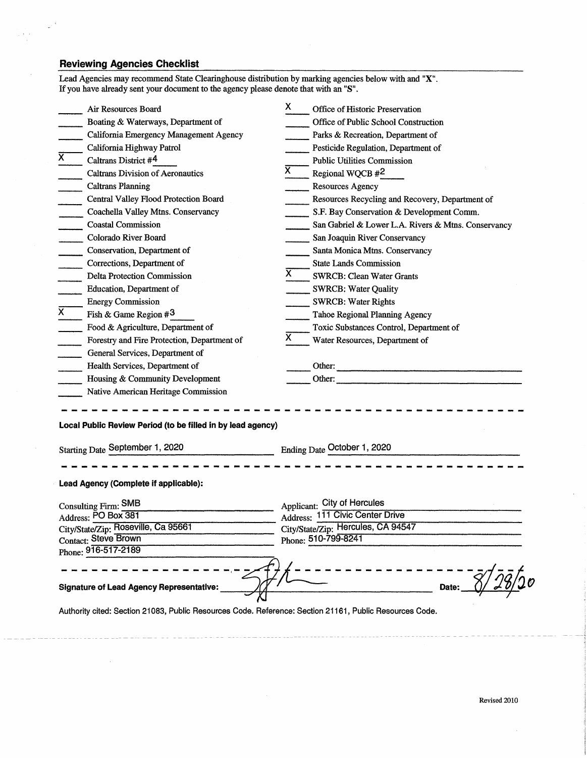## Reviewing Agencies Checklist

Lead Agencies may recommend State Clearinghouse distribution by marking agencies below with and "X".
If you have already sent your document to the agency please denote that with an "S".

| | | | |
|---|---|---|---|
| ____ | Air Resources Board | X | Office of Historic Preservation |
| ____ | Boating & Waterways, Department of | ____ | Office of Public School Construction |
| ____ | California Emergency Management Agency | ____ | Parks & Recreation, Department of |
| ____ | California Highway Patrol | ____ | Pesticide Regulation, Department of |
| X | Caltrans District #4 | ____ | Public Utilities Commission |
| ____ | Caltrans Division of Aeronautics | X | Regional WQCB #2 |
| ____ | Caltrans Planning | ____ | Resources Agency |
| ____ | Central Valley Flood Protection Board | ____ | Resources Recycling and Recovery, Department of |
| ____ | Coachella Valley Mtns. Conservancy | ____ | S.F. Bay Conservation & Development Comm. |
| ____ | Coastal Commission | ____ | San Gabriel & Lower L.A. Rivers & Mtns. Conservancy |
| ____ | Colorado River Board | ____ | San Joaquin River Conservancy |
| ____ | Conservation, Department of | ____ | Santa Monica Mtns. Conservancy |
| ____ | Corrections, Department of | ____ | State Lands Commission |
| ____ | Delta Protection Commission | X | SWRCB: Clean Water Grants |
| ____ | Education, Department of | ____ | SWRCB: Water Quality |
| ____ | Energy Commission | ____ | SWRCB: Water Rights |
| X | Fish & Game Region #3 | ____ | Tahoe Regional Planning Agency |
| ____ | Food & Agriculture, Department of | ____ | Toxic Substances Control, Department of |
| ____ | Forestry and Fire Protection, Department of | X | Water Resources, Department of |
| ____ | General Services, Department of | | |
| ____ | Health Services, Department of | ____ | Other: ____________ |
| ____ | Housing & Community Development | ____ | Other: ____________ |
| ____ | Native American Heritage Commission | | |

---

**Local Public Review Period (to be filled in by lead agency)**

Starting Date September 1, 2020 Ending Date October 1, 2020

---

**Lead Agency (Complete if applicable):**

| | |
|---|---|
| Consulting Firm: SMB | Applicant: City of Hercules |
| Address: PO Box 381 | Address: 111 Civic Center Drive |
| City/State/Zip: Roseville, Ca 95661 | City/State/Zip: Hercules, CA 94547 |
| Contact: Steve Brown | Phone: 510-799-8241 |
| Phone: 916-517-2189 | |

---

**Signature of Lead Agency Representative:** [signature] Date: 8/28/20

Authority cited: Section 21083, Public Resources Code. Reference: Section 21161, Public Resources Code.

Revised 2010